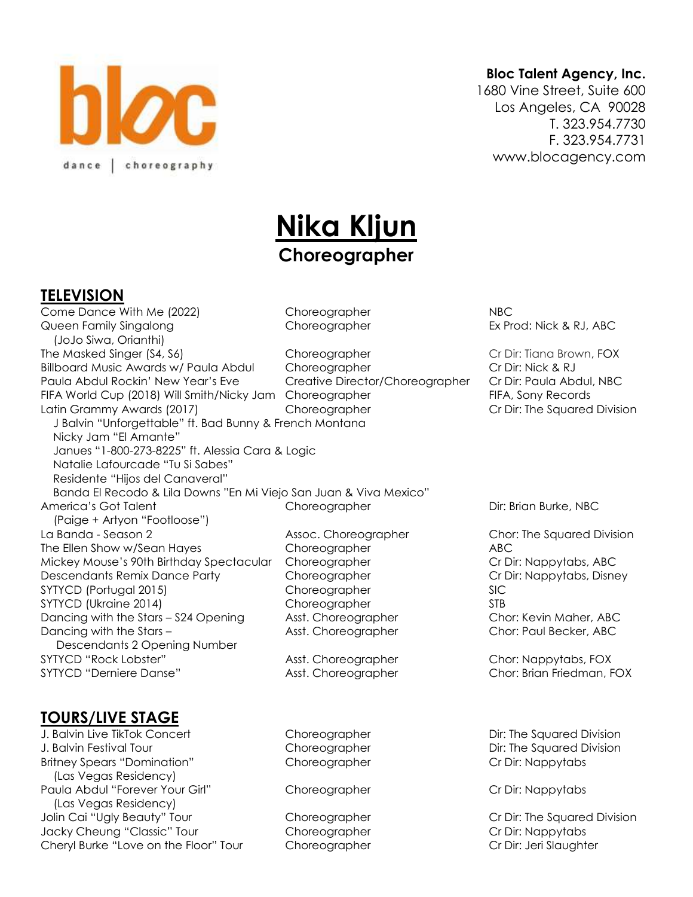bloc

dance | choreography

**Bloc Talent Agency, Inc.**
1680 Vine Street, Suite 600
Los Angeles, CA 90028
T. 323.954.7730
F. 323.954.7731
www.blocagency.com

# Nika Kljun

## Choreographer

## TELEVISION

| | | |
|---|---|---|
| Come Dance With Me (2022) | Choreographer | NBC |
| Queen Family Singalong (JoJo Siwa, Orianthi) | Choreographer | Ex Prod: Nick & RJ, ABC |
| The Masked Singer (S4, S6) | Choreographer | Cr Dir: Tiana Brown, FOX |
| Billboard Music Awards w/ Paula Abdul | Choreographer | Cr Dir: Nick & RJ |
| Paula Abdul Rockin' New Year's Eve | Creative Director/Choreographer | Cr Dir: Paula Abdul, NBC |
| FIFA World Cup (2018) Will Smith/Nicky Jam | Choreographer | FIFA, Sony Records |
| Latin Grammy Awards (2017) | Choreographer | Cr Dir: The Squared Division |
| J Balvin "Unforgettable" ft. Bad Bunny & French Montana | | |
| Nicky Jam "El Amante" | | |
| Janues "1-800-273-8225" ft. Alessia Cara & Logic | | |
| Natalie Lafourcade "Tu Si Sabes" | | |
| Residente "Hijos del Canaveral" | | |
| Banda El Recodo & Lila Downs "En Mi Viejo San Juan & Viva Mexico" | | |
| America's Got Talent (Paige + Artyon "Footloose") | Choreographer | Dir: Brian Burke, NBC |
| La Banda - Season 2 | Assoc. Choreographer | Chor: The Squared Division |
| The Ellen Show w/Sean Hayes | Choreographer | ABC |
| Mickey Mouse's 90th Birthday Spectacular | Choreographer | Cr Dir: Nappytabs, ABC |
| Descendants Remix Dance Party | Choreographer | Cr Dir: Nappytabs, Disney |
| SYTYCD (Portugal 2015) | Choreographer | SIC |
| SYTYCD (Ukraine 2014) | Choreographer | STB |
| Dancing with the Stars – S24 Opening | Asst. Choreographer | Chor: Kevin Maher, ABC |
| Dancing with the Stars – Descendants 2 Opening Number | Asst. Choreographer | Chor: Paul Becker, ABC |
| SYTYCD "Rock Lobster" | Asst. Choreographer | Chor: Nappytabs, FOX |
| SYTYCD "Derniere Danse" | Asst. Choreographer | Chor: Brian Friedman, FOX |

## TOURS/LIVE STAGE

| | | |
|---|---|---|
| J. Balvin Live TikTok Concert | Choreographer | Dir: The Squared Division |
| J. Balvin Festival Tour | Choreographer | Dir: The Squared Division |
| Britney Spears "Domination" (Las Vegas Residency) | Choreographer | Cr Dir: Nappytabs |
| Paula Abdul "Forever Your Girl" (Las Vegas Residency) | Choreographer | Cr Dir: Nappytabs |
| Jolin Cai "Ugly Beauty" Tour | Choreographer | Cr Dir: The Squared Division |
| Jacky Cheung "Classic" Tour | Choreographer | Cr Dir: Nappytabs |
| Cheryl Burke "Love on the Floor" Tour | Choreographer | Cr Dir: Jeri Slaughter |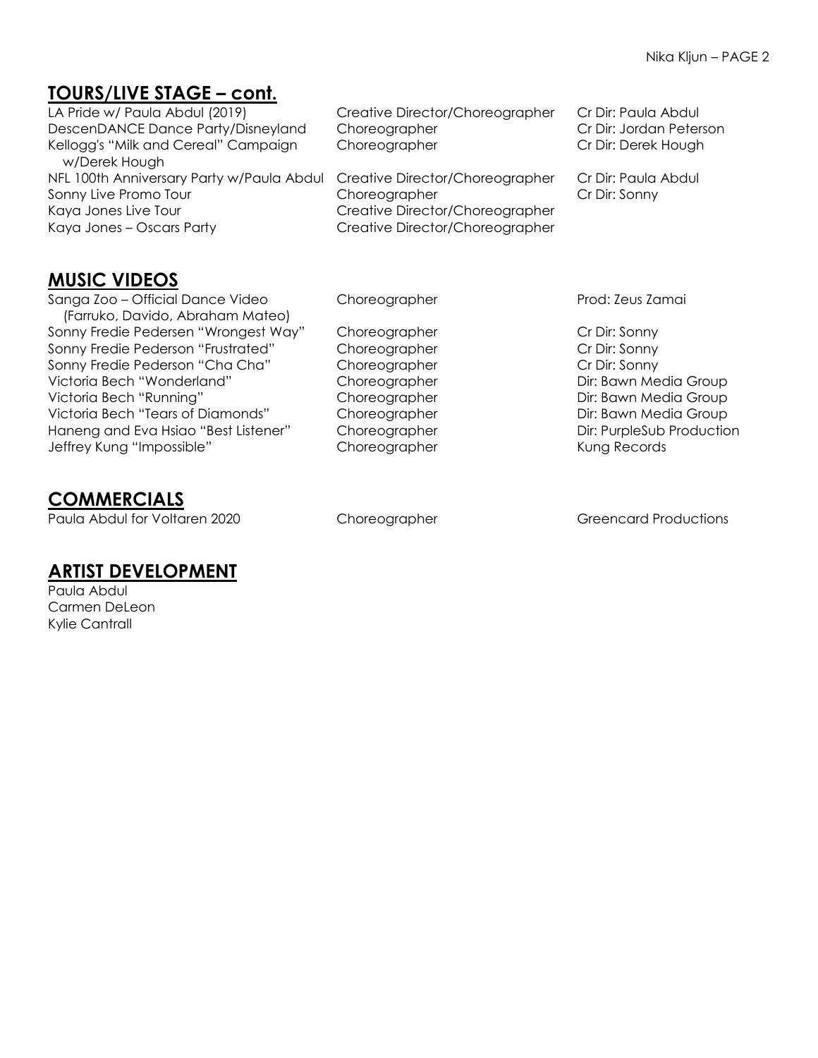## TOURS/LIVE STAGE – cont.

| | | |
|---|---|---|
| LA Pride w/ Paula Abdul (2019) | Creative Director/Choreographer | Cr Dir: Paula Abdul |
| DescenDANCE Dance Party/Disneyland | Choreographer | Cr Dir: Jordan Peterson |
| Kellogg's "Milk and Cereal" Campaign w/Derek Hough | Choreographer | Cr Dir: Derek Hough |
| NFL 100th Anniversary Party w/Paula Abdul | Creative Director/Choreographer | Cr Dir: Paula Abdul |
| Sonny Live Promo Tour | Choreographer | Cr Dir: Sonny |
| Kaya Jones Live Tour | Creative Director/Choreographer | |
| Kaya Jones – Oscars Party | Creative Director/Choreographer | |

## MUSIC VIDEOS

| | | |
|---|---|---|
| Sanga Zoo – Official Dance Video (Farruko, Davido, Abraham Mateo) | Choreographer | Prod: Zeus Zamai |
| Sonny Fredie Pedersen "Wrongest Way" | Choreographer | Cr Dir: Sonny |
| Sonny Fredie Pederson "Frustrated" | Choreographer | Cr Dir: Sonny |
| Sonny Fredie Pederson "Cha Cha" | Choreographer | Cr Dir: Sonny |
| Victoria Bech "Wonderland" | Choreographer | Dir: Bawn Media Group |
| Victoria Bech "Running" | Choreographer | Dir: Bawn Media Group |
| Victoria Bech "Tears of Diamonds" | Choreographer | Dir: Bawn Media Group |
| Haneng and Eva Hsiao "Best Listener" | Choreographer | Dir: PurpleSub Production |
| Jeffrey Kung "Impossible" | Choreographer | Kung Records |

## COMMERCIALS

| | | |
|---|---|---|
| Paula Abdul for Voltaren 2020 | Choreographer | Greencard Productions |

## ARTIST DEVELOPMENT

Paula Abdul
Carmen DeLeon
Kylie Cantrall